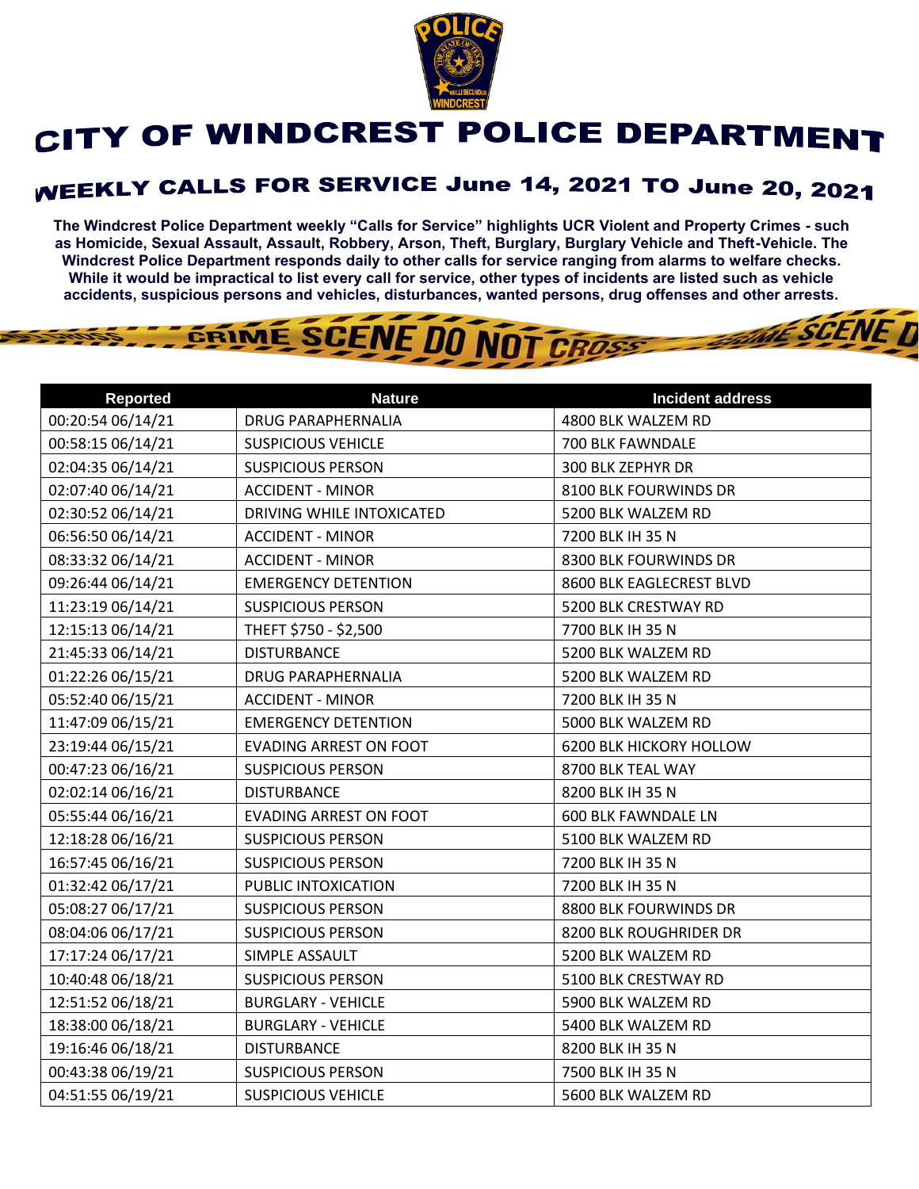# CITY OF WINDCREST POLICE DEPARTMENT

## WEEKLY CALLS FOR SERVICE June 14, 2021 TO June 20, 2021

**The Windcrest Police Department weekly "Calls for Service" highlights UCR Violent and Property Crimes - such as Homicide, Sexual Assault, Assault, Robbery, Arson, Theft, Burglary, Burglary Vehicle and Theft-Vehicle. The Windcrest Police Department responds daily to other calls for service ranging from alarms to welfare checks. While it would be impractical to list every call for service, other types of incidents are listed such as vehicle accidents, suspicious persons and vehicles, disturbances, wanted persons, drug offenses and other arrests.**

| Reported | Nature | Incident address |
|---|---|---|
| 00:20:54 06/14/21 | DRUG PARAPHERNALIA | 4800 BLK WALZEM RD |
| 00:58:15 06/14/21 | SUSPICIOUS VEHICLE | 700 BLK FAWNDALE |
| 02:04:35 06/14/21 | SUSPICIOUS PERSON | 300 BLK ZEPHYR DR |
| 02:07:40 06/14/21 | ACCIDENT - MINOR | 8100 BLK FOURWINDS DR |
| 02:30:52 06/14/21 | DRIVING WHILE INTOXICATED | 5200 BLK WALZEM RD |
| 06:56:50 06/14/21 | ACCIDENT - MINOR | 7200 BLK IH 35 N |
| 08:33:32 06/14/21 | ACCIDENT - MINOR | 8300 BLK FOURWINDS DR |
| 09:26:44 06/14/21 | EMERGENCY DETENTION | 8600 BLK EAGLECREST BLVD |
| 11:23:19 06/14/21 | SUSPICIOUS PERSON | 5200 BLK CRESTWAY RD |
| 12:15:13 06/14/21 | THEFT $750 - $2,500 | 7700 BLK IH 35 N |
| 21:45:33 06/14/21 | DISTURBANCE | 5200 BLK WALZEM RD |
| 01:22:26 06/15/21 | DRUG PARAPHERNALIA | 5200 BLK WALZEM RD |
| 05:52:40 06/15/21 | ACCIDENT - MINOR | 7200 BLK IH 35 N |
| 11:47:09 06/15/21 | EMERGENCY DETENTION | 5000 BLK WALZEM RD |
| 23:19:44 06/15/21 | EVADING ARREST ON FOOT | 6200 BLK HICKORY HOLLOW |
| 00:47:23 06/16/21 | SUSPICIOUS PERSON | 8700 BLK TEAL WAY |
| 02:02:14 06/16/21 | DISTURBANCE | 8200 BLK IH 35 N |
| 05:55:44 06/16/21 | EVADING ARREST ON FOOT | 600 BLK FAWNDALE LN |
| 12:18:28 06/16/21 | SUSPICIOUS PERSON | 5100 BLK WALZEM RD |
| 16:57:45 06/16/21 | SUSPICIOUS PERSON | 7200 BLK IH 35 N |
| 01:32:42 06/17/21 | PUBLIC INTOXICATION | 7200 BLK IH 35 N |
| 05:08:27 06/17/21 | SUSPICIOUS PERSON | 8800 BLK FOURWINDS DR |
| 08:04:06 06/17/21 | SUSPICIOUS PERSON | 8200 BLK ROUGHRIDER DR |
| 17:17:24 06/17/21 | SIMPLE ASSAULT | 5200 BLK WALZEM RD |
| 10:40:48 06/18/21 | SUSPICIOUS PERSON | 5100 BLK CRESTWAY RD |
| 12:51:52 06/18/21 | BURGLARY - VEHICLE | 5900 BLK WALZEM RD |
| 18:38:00 06/18/21 | BURGLARY - VEHICLE | 5400 BLK WALZEM RD |
| 19:16:46 06/18/21 | DISTURBANCE | 8200 BLK IH 35 N |
| 00:43:38 06/19/21 | SUSPICIOUS PERSON | 7500 BLK IH 35 N |
| 04:51:55 06/19/21 | SUSPICIOUS VEHICLE | 5600 BLK WALZEM RD |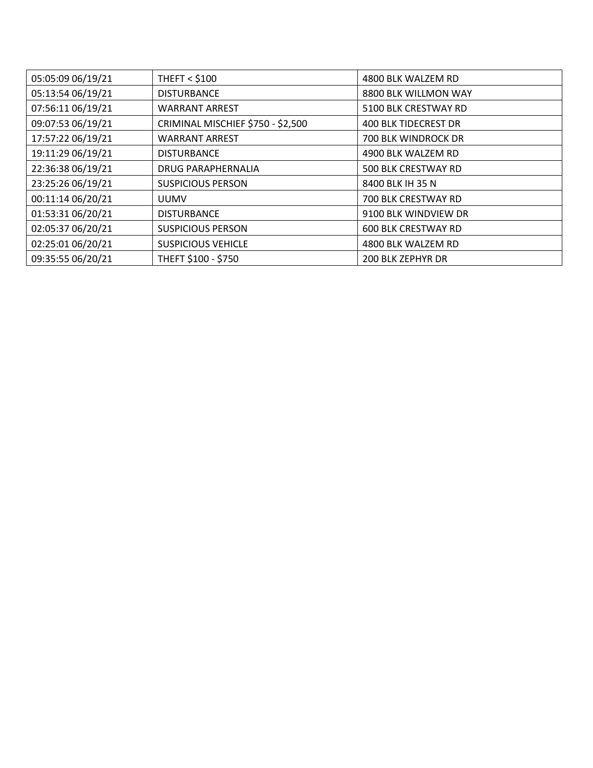| | | |
|---|---|---|
| 05:05:09 06/19/21 | THEFT < $100 | 4800 BLK WALZEM RD |
| 05:13:54 06/19/21 | DISTURBANCE | 8800 BLK WILLMON WAY |
| 07:56:11 06/19/21 | WARRANT ARREST | 5100 BLK CRESTWAY RD |
| 09:07:53 06/19/21 | CRIMINAL MISCHIEF $750 - $2,500 | 400 BLK TIDECREST DR |
| 17:57:22 06/19/21 | WARRANT ARREST | 700 BLK WINDROCK DR |
| 19:11:29 06/19/21 | DISTURBANCE | 4900 BLK WALZEM RD |
| 22:36:38 06/19/21 | DRUG PARAPHERNALIA | 500 BLK CRESTWAY RD |
| 23:25:26 06/19/21 | SUSPICIOUS PERSON | 8400 BLK IH 35 N |
| 00:11:14 06/20/21 | UUMV | 700 BLK CRESTWAY RD |
| 01:53:31 06/20/21 | DISTURBANCE | 9100 BLK WINDVIEW DR |
| 02:05:37 06/20/21 | SUSPICIOUS PERSON | 600 BLK CRESTWAY RD |
| 02:25:01 06/20/21 | SUSPICIOUS VEHICLE | 4800 BLK WALZEM RD |
| 09:35:55 06/20/21 | THEFT $100 - $750 | 200 BLK ZEPHYR DR |